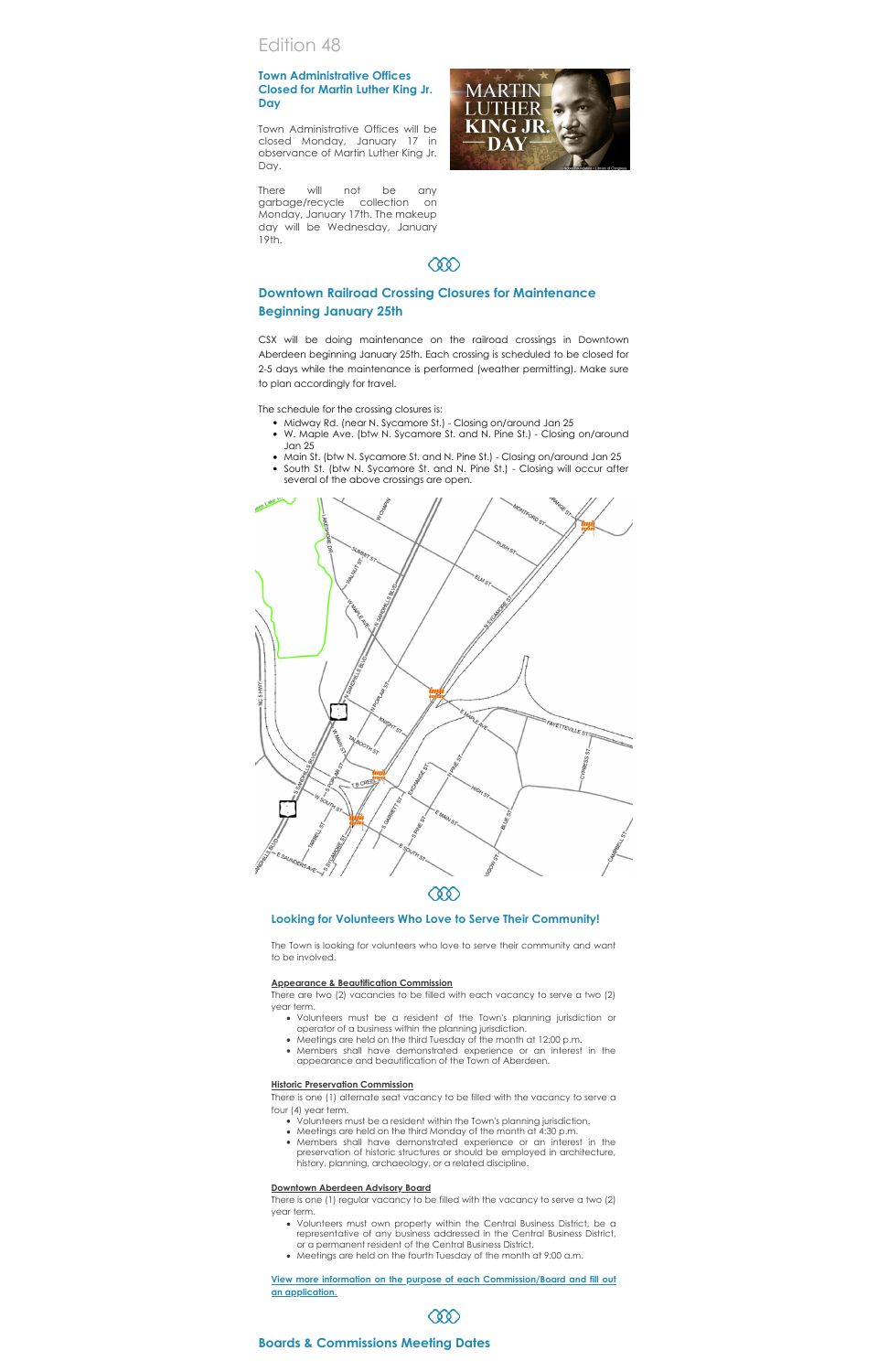Edition 48

### Town Administrative Offices Closed for Martin Luther King Jr. Day

Town Administrative Offices will be closed Monday, January 17 in observance of Martin Luther King Jr. Day.

There will not be any garbage/recycle collection on Monday, January 17th. The makeup day will be Wednesday, January 19th.

## Downtown Railroad Crossing Closures for Maintenance Beginning January 25th

CSX will be doing maintenance on the railroad crossings in Downtown Aberdeen beginning January 25th. Each crossing is scheduled to be closed for 2-5 days while the maintenance is performed (weather permitting). Make sure to plan accordingly for travel.

The schedule for the crossing closures is:

- Midway Rd. (near N. Sycamore St.) - Closing on/around Jan 25
- W. Maple Ave. (btw N. Sycamore St. and N. Pine St.) - Closing on/around Jan 25
- Main St. (btw N. Sycamore St. and N. Pine St.) - Closing on/around Jan 25
- South St. (btw N. Sycamore St. and N. Pine St.) - Closing will occur after several of the above crossings are open.

### Looking for Volunteers Who Love to Serve Their Community!

The Town is looking for volunteers who love to serve their community and want to be involved.

**Appearance & Beautification Commission**

There are two (2) vacancies to be filled with each vacancy to serve a two (2) year term.

- Volunteers must be a resident of the Town's planning jurisdiction or operator of a business within the planning jurisdiction.
- Meetings are held on the third Tuesday of the month at 12:00 p.m.
- Members shall have demonstrated experience or an interest in the appearance and beautification of the Town of Aberdeen.

**Historic Preservation Commission**

There is one (1) alternate seat vacancy to be filled with the vacancy to serve a four (4) year term.

- Volunteers must be a resident within the Town's planning jurisdiction.
- Meetings are held on the third Monday of the month at 4:30 p.m.
- Members shall have demonstrated experience or an interest in the preservation of historic structures or should be employed in architecture, history, planning, archaeology, or a related discipline.

**Downtown Aberdeen Advisory Board**

There is one (1) regular vacancy to be filled with the vacancy to serve a two (2) year term.

- Volunteers must own property within the Central Business District, be a representative of any business addressed in the Central Business District, or a permanent resident of the Central Business District.
- Meetings are held on the fourth Tuesday of the month at 9:00 a.m.

View more information on the purpose of each Commission/Board and fill out an application.

## Boards & Commissions Meeting Dates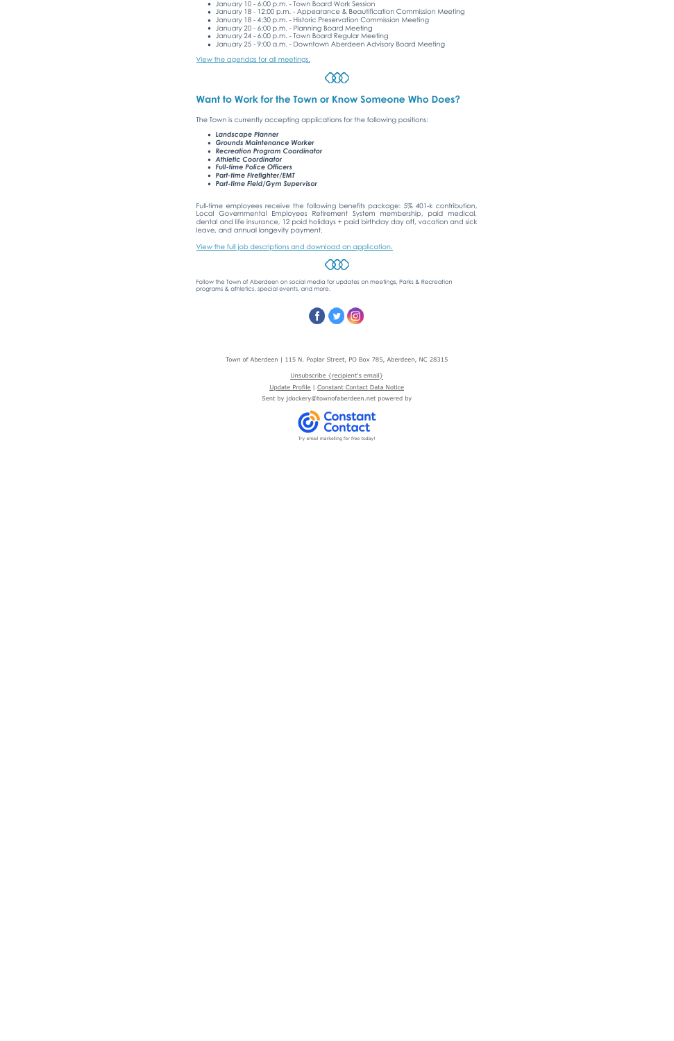- January 10 - 6:00 p.m. - Town Board Work Session
- January 18 - 12:00 p.m. - Appearance & Beautification Commission Meeting
- January 18 - 4:30 p.m. - Historic Preservation Commission Meeting
- January 20 - 6:00 p.m. - Planning Board Meeting
- January 24 - 6:00 p.m. - Town Board Regular Meeting
- January 25 - 9:00 a.m. - Downtown Aberdeen Advisory Board Meeting

View the agendas for all meetings.

## Want to Work for the Town or Know Someone Who Does?

The Town is currently accepting applications for the following positions:

- ***Landscape Planner***
- ***Grounds Maintenance Worker***
- ***Recreation Program Coordinator***
- ***Athletic Coordinator***
- ***Full-time Police Officers***
- ***Part-time Firefighter/EMT***
- ***Part-time Field/Gym Supervisor***

Full-time employees receive the following benefits package: 5% 401-k contribution, Local Governmental Employees Retirement System membership, paid medical, dental and life insurance, 12 paid holidays + paid birthday day off, vacation and sick leave, and annual longevity payment.

View the full job descriptions and download an application.

Follow the Town of Aberdeen on social media for updates on meetings, Parks & Recreation programs & athletics, special events, and more.

Town of Aberdeen | 115 N. Poplar Street, PO Box 785, Aberdeen, NC 28315

Unsubscribe {recipient's email}

Update Profile | Constant Contact Data Notice

Sent by jdockery@townofaberdeen.net powered by

Constant Contact

Try email marketing for free today!